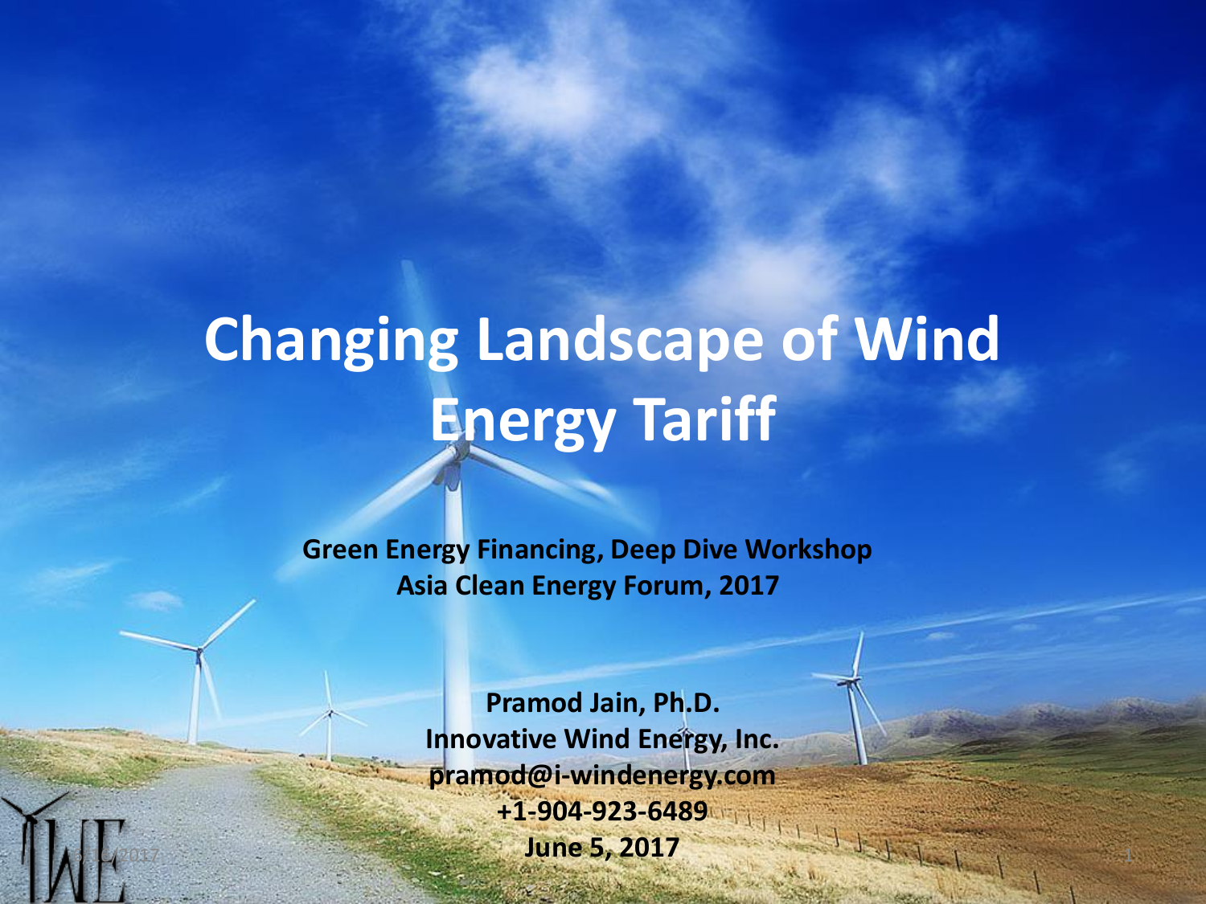# Changing Landscape of Wind Energy Tariff

**Green Energy Financing, Deep Dive Workshop**
**Asia Clean Energy Forum, 2017**

**Pramod Jain, Ph.D.**
**Innovative Wind Energy, Inc.**
**pramod@i-windenergy.com**
**+1-904-923-6489**
**June 5, 2017**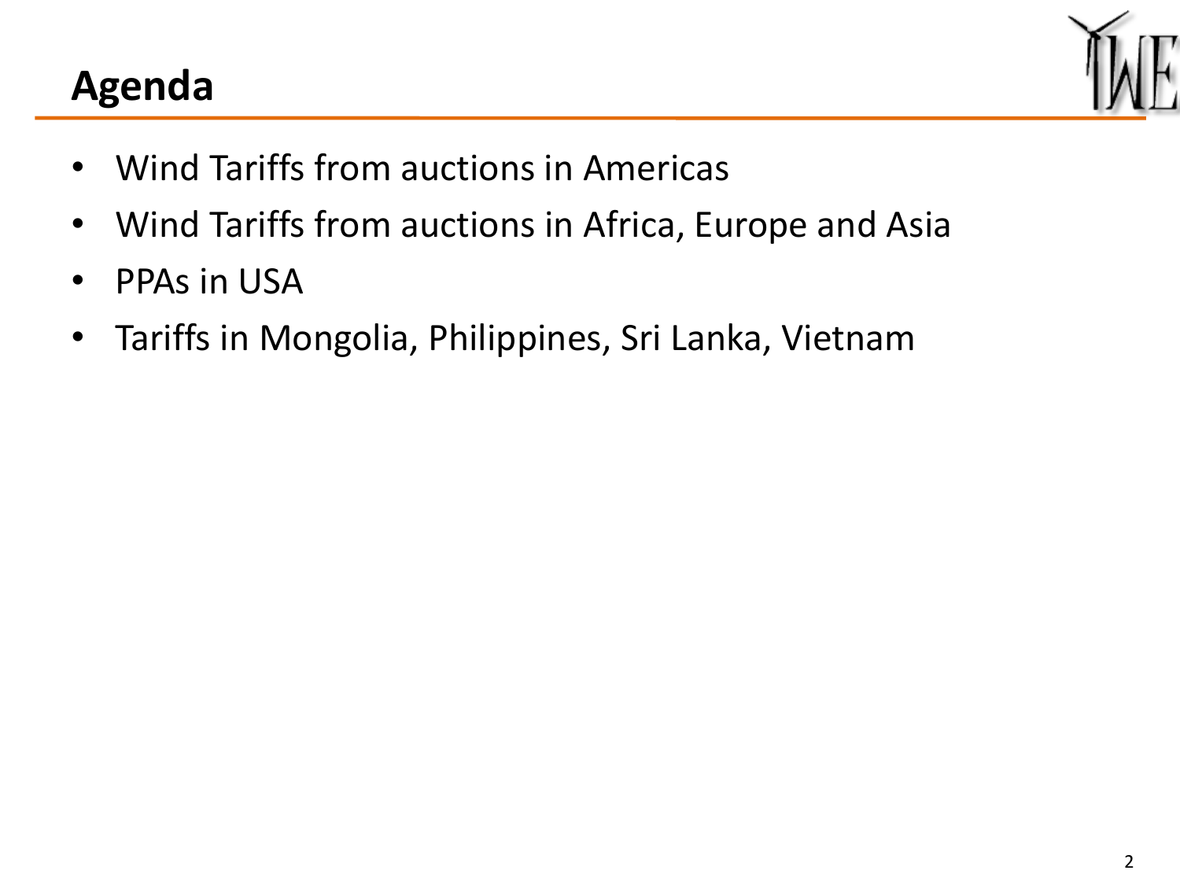# Agenda

- Wind Tariffs from auctions in Americas
- Wind Tariffs from auctions in Africa, Europe and Asia
- PPAs in USA
- Tariffs in Mongolia, Philippines, Sri Lanka, Vietnam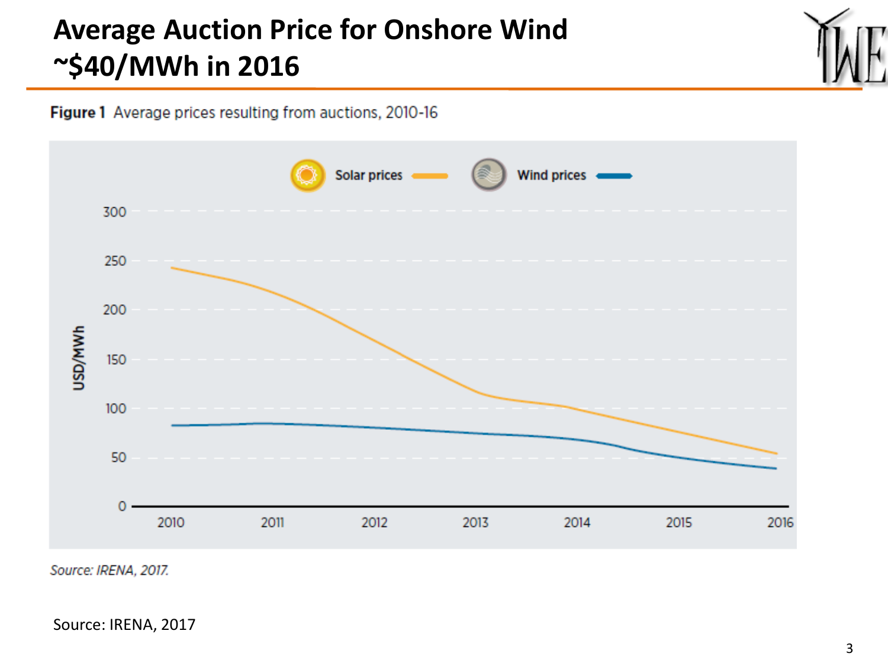# Average Auction Price for Onshore Wind ~$40/MWh in 2016

**Figure 1** Average prices resulting from auctions, 2010-16

*Source: IRENA, 2017.*

Source: IRENA, 2017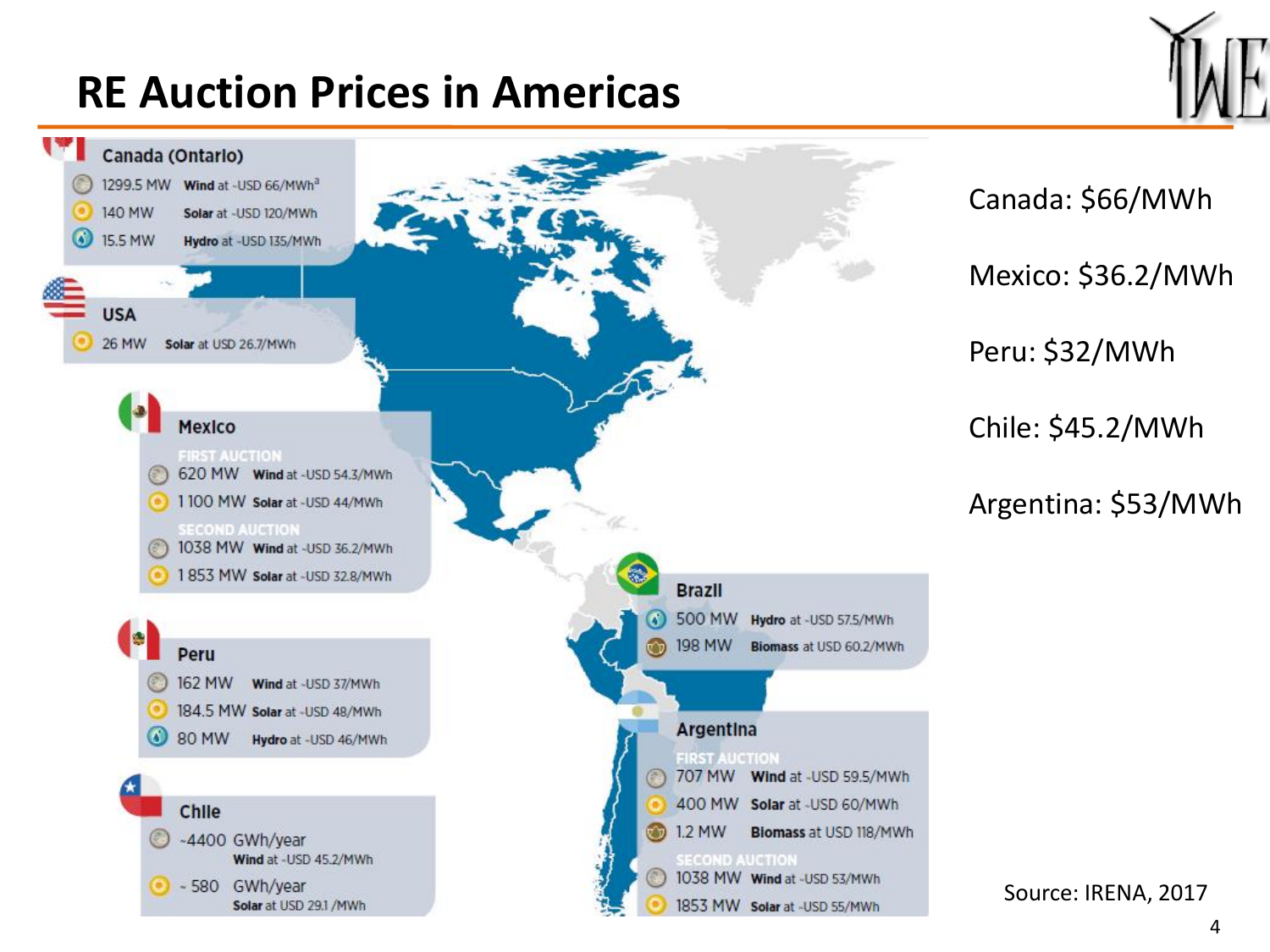# RE Auction Prices in Americas

**Canada (Ontario)**
- 1299.5 MW **Wind** at ~USD 66/MWh[a]
- 140 MW **Solar** at ~USD 120/MWh
- 15.5 MW **Hydro** at ~USD 135/MWh

**USA**
- 26 MW **Solar** at USD 26.7/MWh

**Mexico**

FIRST AUCTION
- 620 MW **Wind** at ~USD 54.3/MWh
- 1 100 MW **Solar** at ~USD 44/MWh

SECOND AUCTION
- 1038 MW **Wind** at ~USD 36.2/MWh
- 1 853 MW **Solar** at ~USD 32.8/MWh

**Peru**
- 162 MW **Wind** at ~USD 37/MWh
- 184.5 MW **Solar** at ~USD 48/MWh
- 80 MW **Hydro** at ~USD 46/MWh

**Chile**
- ~4400 GWh/year **Wind** at ~USD 45.2/MWh
- ~ 580 GWh/year **Solar** at USD 29.1 /MWh

**Brazil**
- 500 MW **Hydro** at ~USD 57.5/MWh
- 198 MW **Biomass** at USD 60.2/MWh

**Argentina**

FIRST AUCTION
- 707 MW **Wind** at ~USD 59.5/MWh
- 400 MW **Solar** at ~USD 60/MWh
- 1.2 MW **Biomass** at USD 118/MWh

SECOND AUCTION
- 1038 MW **Wind** at ~USD 53/MWh
- 1853 MW **Solar** at ~USD 55/MWh

Canada: $66/MWh

Mexico: $36.2/MWh

Peru: $32/MWh

Chile: $45.2/MWh

Argentina: $53/MWh

Source: IRENA, 2017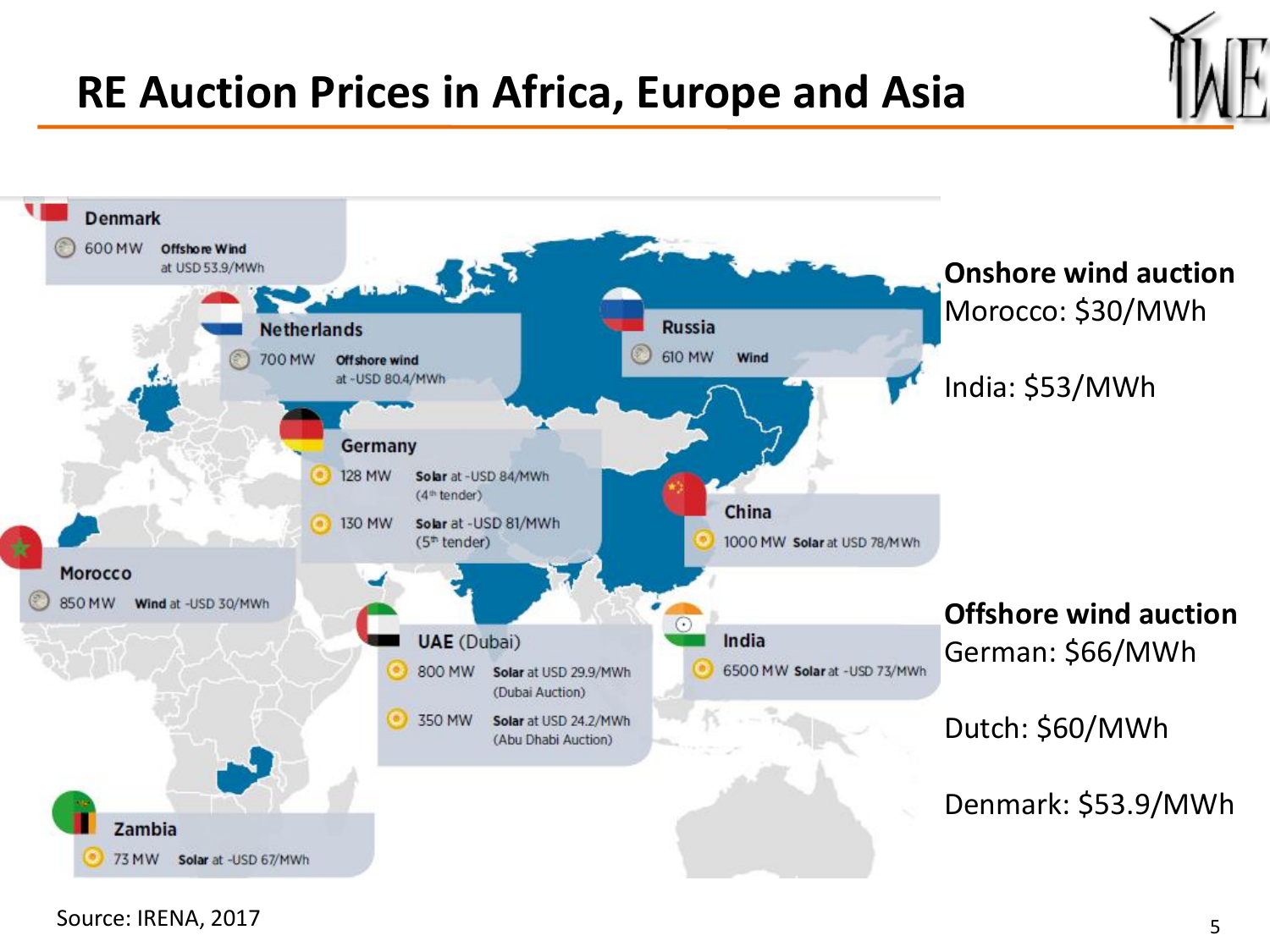# RE Auction Prices in Africa, Europe and Asia

**Denmark**
600 MW — **Offshore Wind** at USD 53.9/MWh

**Netherlands**
700 MW — **Offshore wind** at ~USD 80.4/MWh

**Russia**
610 MW — **Wind**

**Germany**
128 MW — **Solar** at ~USD 84/MWh (4th tender)
130 MW — **Solar** at ~USD 81/MWh (5th tender)

**China**
1000 MW — **Solar** at USD 78/MWh

**Morocco**
850 MW — **Wind** at ~USD 30/MWh

**UAE** (Dubai)
800 MW — **Solar** at USD 29.9/MWh (Dubai Auction)
350 MW — **Solar** at USD 24.2/MWh (Abu Dhabi Auction)

**India**
6500 MW — **Solar** at ~USD 73/MWh

**Zambia**
73 MW — **Solar** at ~USD 67/MWh

**Onshore wind auction**

Morocco: $30/MWh

India: $53/MWh

**Offshore wind auction**

German: $66/MWh

Dutch: $60/MWh

Denmark: $53.9/MWh

Source: IRENA, 2017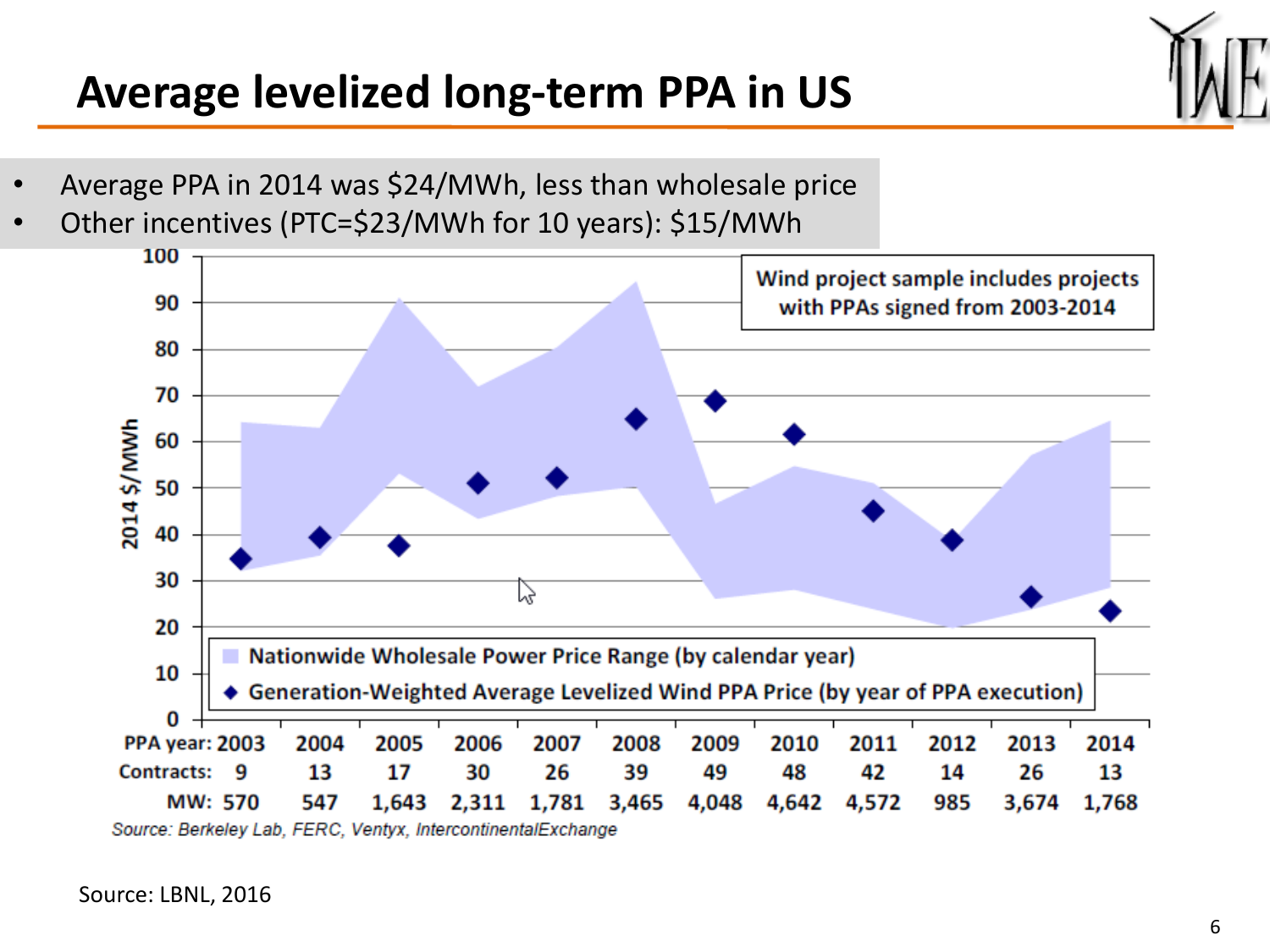# Average levelized long-term PPA in US

- Average PPA in 2014 was $24/MWh, less than wholesale price
- Other incentives (PTC=$23/MWh for 10 years): $15/MWh

Wind project sample includes projects with PPAs signed from 2003-2014

| PPA year: | 2003 | 2004 | 2005 | 2006 | 2007 | 2008 | 2009 | 2010 | 2011 | 2012 | 2013 | 2014 |
|---|---|---|---|---|---|---|---|---|---|---|---|---|
| Contracts: | 9 | 13 | 17 | 30 | 26 | 39 | 49 | 48 | 42 | 14 | 26 | 13 |
| MW: | 570 | 547 | 1,643 | 2,311 | 1,781 | 3,465 | 4,048 | 4,642 | 4,572 | 985 | 3,674 | 1,768 |

- Nationwide Wholesale Power Price Range (by calendar year)
- Generation-Weighted Average Levelized Wind PPA Price (by year of PPA execution)

2014 $/MWh

Source: Berkeley Lab, FERC, Ventyx, IntercontinentalExchange

Source: LBNL, 2016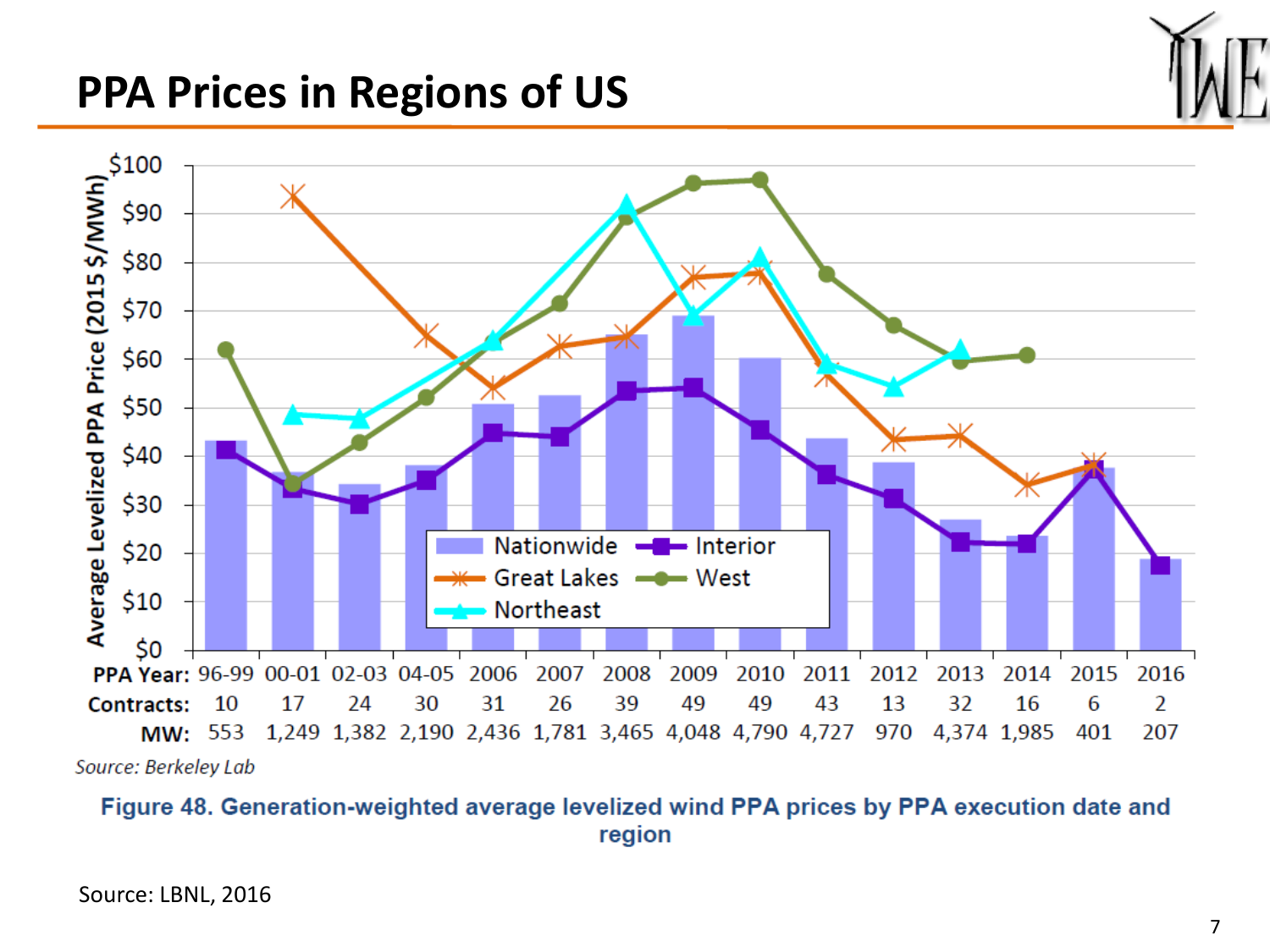# PPA Prices in Regions of US

| PPA Year: | 96-99 | 00-01 | 02-03 | 04-05 | 2006 | 2007 | 2008 | 2009 | 2010 | 2011 | 2012 | 2013 | 2014 | 2015 | 2016 |
|---|---|---|---|---|---|---|---|---|---|---|---|---|---|---|---|
| Contracts: | 10 | 17 | 24 | 30 | 31 | 26 | 39 | 49 | 49 | 43 | 13 | 32 | 16 | 6 | 2 |
| MW: | 553 | 1,249 | 1,382 | 2,190 | 2,436 | 1,781 | 3,465 | 4,048 | 4,790 | 4,727 | 970 | 4,374 | 1,985 | 401 | 207 |

*Source: Berkeley Lab*

**Figure 48. Generation-weighted average levelized wind PPA prices by PPA execution date and region**

Source: LBNL, 2016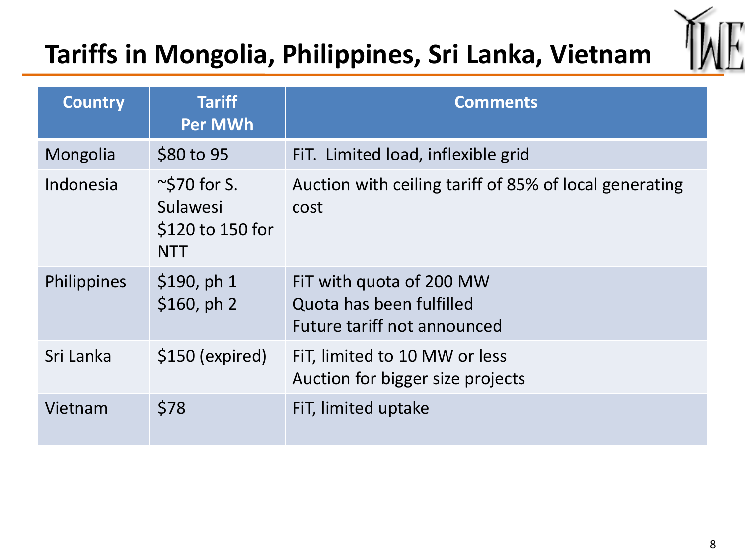# Tariffs in Mongolia, Philippines, Sri Lanka, Vietnam

| Country | Tariff Per MWh | Comments |
|---|---|---|
| Mongolia | $80 to 95 | FiT. Limited load, inflexible grid |
| Indonesia | ~$70 for S. Sulawesi<br>$120 to 150 for NTT | Auction with ceiling tariff of 85% of local generating cost |
| Philippines | $190, ph 1<br>$160, ph 2 | FiT with quota of 200 MW<br>Quota has been fulfilled<br>Future tariff not announced |
| Sri Lanka | $150 (expired) | FiT, limited to 10 MW or less<br>Auction for bigger size projects |
| Vietnam | $78 | FiT, limited uptake |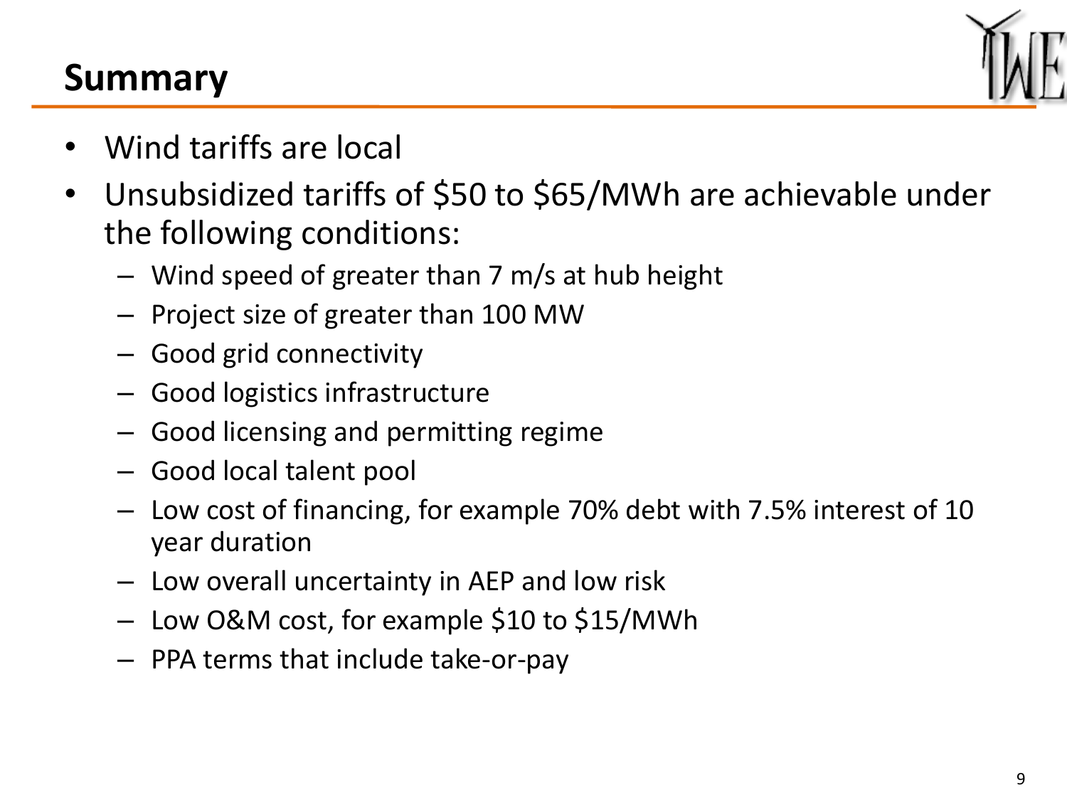# Summary

- Wind tariffs are local
- Unsubsidized tariffs of $50 to $65/MWh are achievable under the following conditions:
  - Wind speed of greater than 7 m/s at hub height
  - Project size of greater than 100 MW
  - Good grid connectivity
  - Good logistics infrastructure
  - Good licensing and permitting regime
  - Good local talent pool
  - Low cost of financing, for example 70% debt with 7.5% interest of 10 year duration
  - Low overall uncertainty in AEP and low risk
  - Low O&M cost, for example $10 to $15/MWh
  - PPA terms that include take-or-pay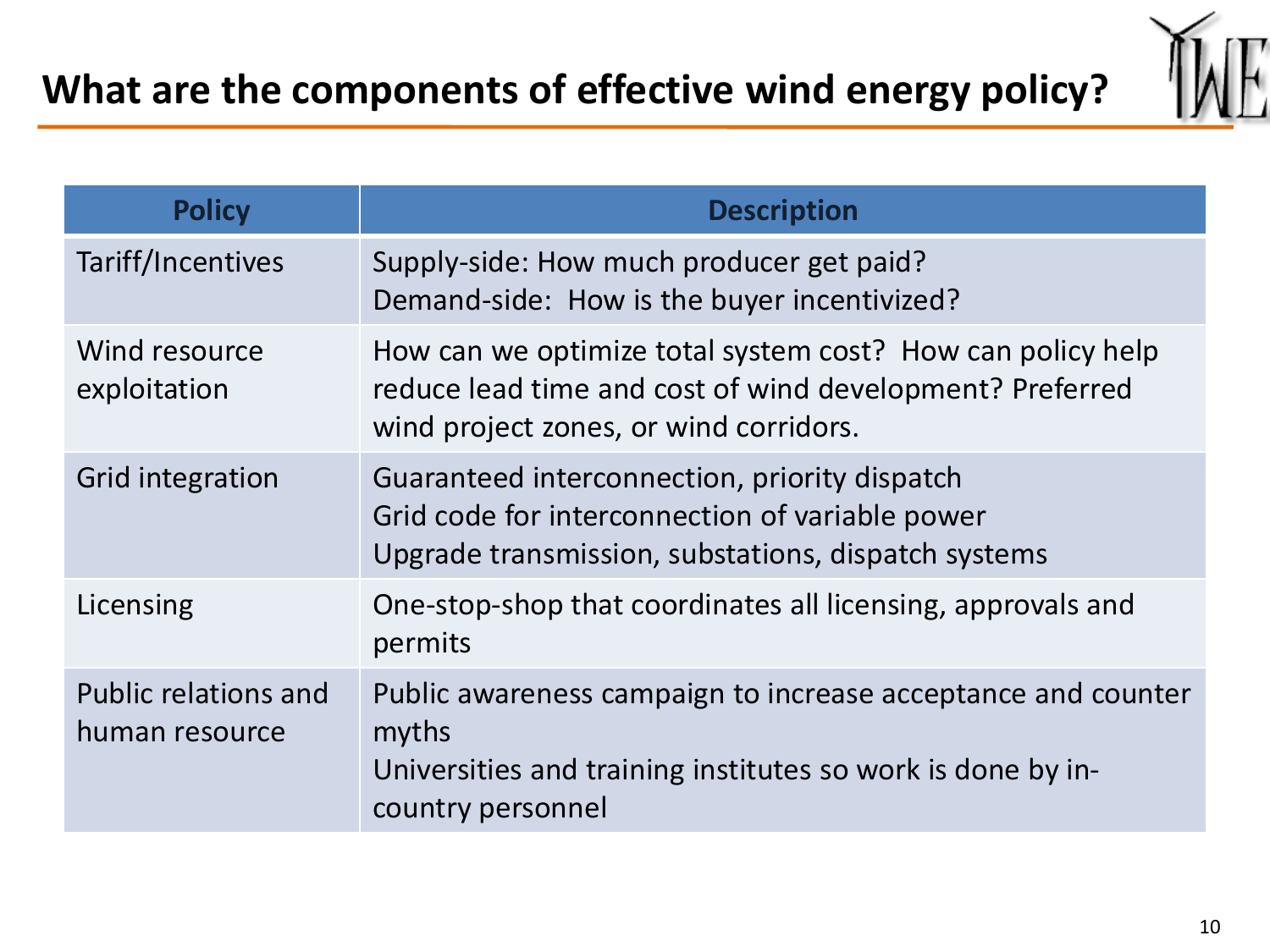# What are the components of effective wind energy policy?

| Policy | Description |
|---|---|
| Tariff/Incentives | Supply-side: How much producer get paid?<br>Demand-side: How is the buyer incentivized? |
| Wind resource exploitation | How can we optimize total system cost? How can policy help reduce lead time and cost of wind development? Preferred wind project zones, or wind corridors. |
| Grid integration | Guaranteed interconnection, priority dispatch<br>Grid code for interconnection of variable power<br>Upgrade transmission, substations, dispatch systems |
| Licensing | One-stop-shop that coordinates all licensing, approvals and permits |
| Public relations and human resource | Public awareness campaign to increase acceptance and counter myths<br>Universities and training institutes so work is done by in-country personnel |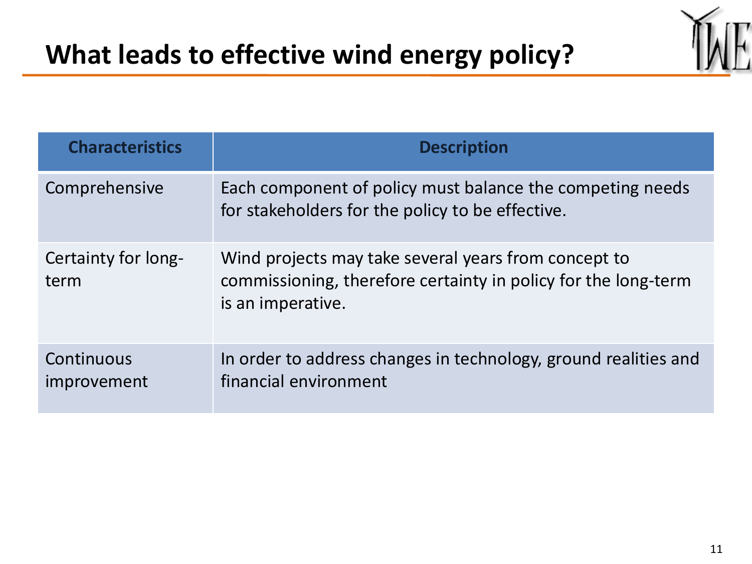# What leads to effective wind energy policy?

| Characteristics | Description |
|---|---|
| Comprehensive | Each component of policy must balance the competing needs for stakeholders for the policy to be effective. |
| Certainty for long-term | Wind projects may take several years from concept to commissioning, therefore certainty in policy for the long-term is an imperative. |
| Continuous improvement | In order to address changes in technology, ground realities and financial environment |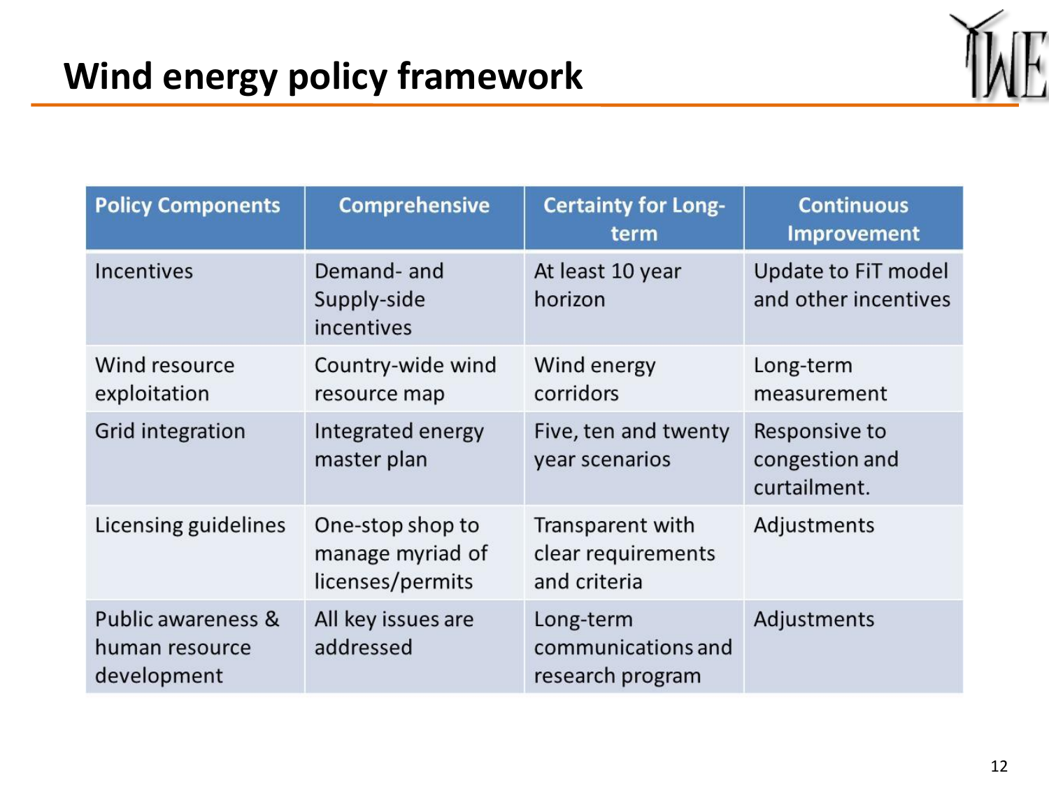# Wind energy policy framework

| Policy Components | Comprehensive | Certainty for Long-term | Continuous Improvement |
|---|---|---|---|
| Incentives | Demand- and Supply-side incentives | At least 10 year horizon | Update to FiT model and other incentives |
| Wind resource exploitation | Country-wide wind resource map | Wind energy corridors | Long-term measurement |
| Grid integration | Integrated energy master plan | Five, ten and twenty year scenarios | Responsive to congestion and curtailment. |
| Licensing guidelines | One-stop shop to manage myriad of licenses/permits | Transparent with clear requirements and criteria | Adjustments |
| Public awareness & human resource development | All key issues are addressed | Long-term communications and research program | Adjustments |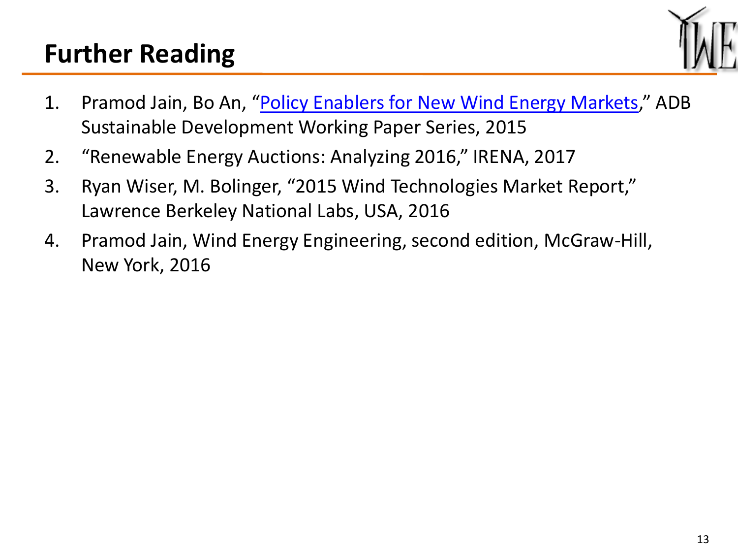# Further Reading

1. Pramod Jain, Bo An, "Policy Enablers for New Wind Energy Markets," ADB Sustainable Development Working Paper Series, 2015
2. "Renewable Energy Auctions: Analyzing 2016," IRENA, 2017
3. Ryan Wiser, M. Bolinger, "2015 Wind Technologies Market Report," Lawrence Berkeley National Labs, USA, 2016
4. Pramod Jain, Wind Energy Engineering, second edition, McGraw-Hill, New York, 2016